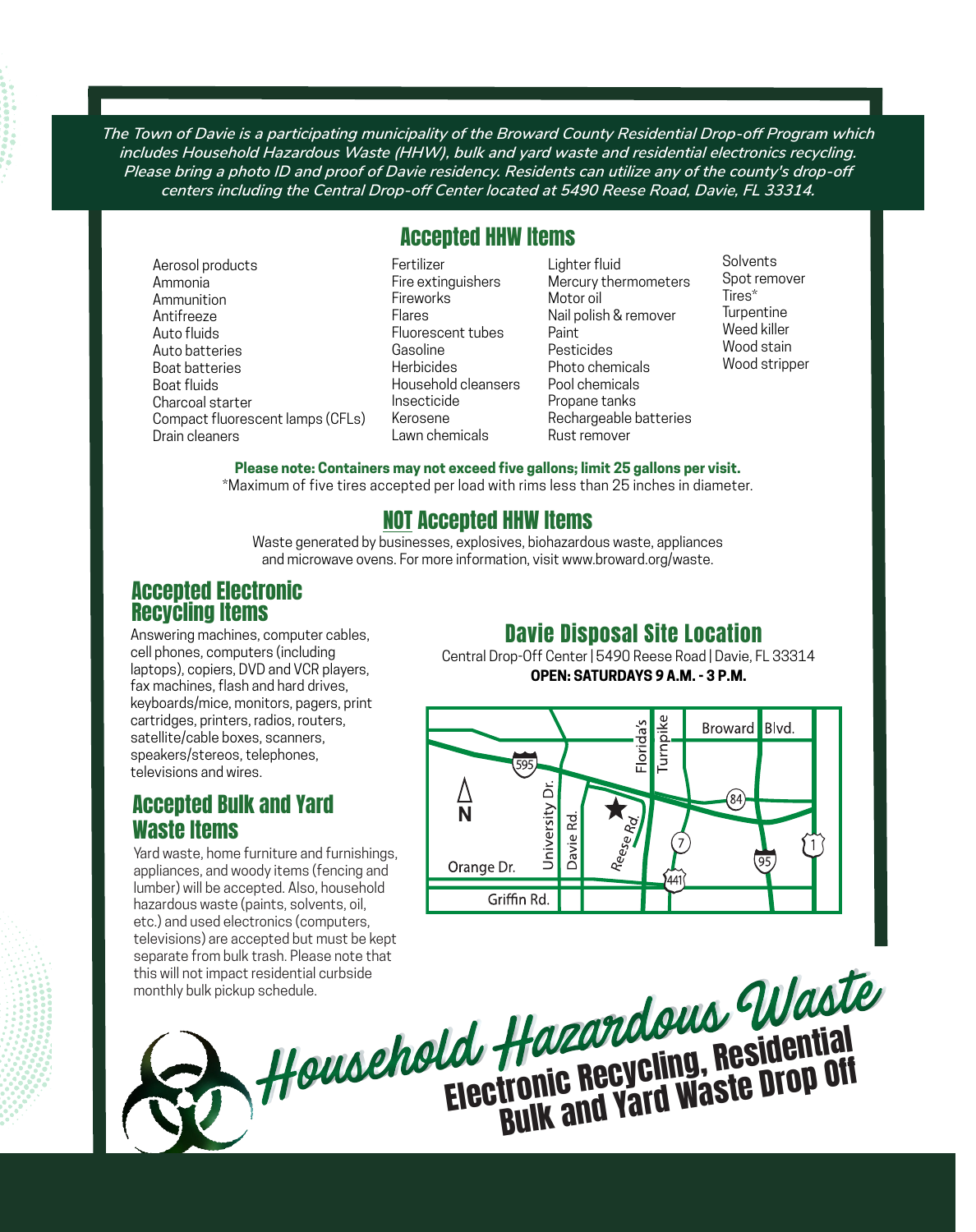*The Town of Davie is a participating municipality of the Broward County Residential Drop-off Program which includes Household Hazardous Waste (HHW), bulk and yard waste and residential electronics recycling. Please bring a photo ID and proof of Davie residency. Residents can utilize any of the county's drop-off centers including the Central Drop-off Center located at 5490 Reese Road, Davie, FL 33314.*

## Accepted HHW Items

- Aerosol products
- Ammonia
- Ammunition
- Antifreeze
- Auto fluids
- Auto batteries
- Boat batteries
- Boat fluids
- Charcoal starter
- Compact fluorescent lamps (CFLs)
- Drain cleaners
- Fertilizer
- Fire extinguishers
- Fireworks
- Flares
- Fluorescent tubes
- Gasoline
- Herbicides
- Household cleansers
- Insecticide
- Kerosene
- Lawn chemicals
- Lighter fluid
- Mercury thermometers
- Motor oil
- Nail polish & remover
- Paint
- Pesticides
- Photo chemicals
- Pool chemicals
- Propane tanks
- Rechargeable batteries
- Rust remover
- Solvents
- Spot remover
- Tires*
- Turpentine
- Weed killer
- Wood stain
- Wood stripper

**Please note: Containers may not exceed five gallons; limit 25 gallons per visit.**

*Maximum of five tires accepted per load with rims less than 25 inches in diameter.

## NOT Accepted HHW Items

Waste generated by businesses, explosives, biohazardous waste, appliances and microwave ovens. For more information, visit www.broward.org/waste.

## Accepted Electronic Recycling Items

Answering machines, computer cables, cell phones, computers (including laptops), copiers, DVD and VCR players, fax machines, flash and hard drives, keyboards/mice, monitors, pagers, print cartridges, printers, radios, routers, satellite/cable boxes, scanners, speakers/stereos, telephones, televisions and wires.

## Accepted Bulk and Yard Waste Items

Yard waste, home furniture and furnishings, appliances, and woody items (fencing and lumber) will be accepted. Also, household hazardous waste (paints, solvents, oil, etc.) and used electronics (computers, televisions) are accepted but must be kept separate from bulk trash. Please note that this will not impact residential curbside monthly bulk pickup schedule.

## Davie Disposal Site Location

Central Drop-Off Center | 5490 Reese Road | Davie, FL 33314

**OPEN: SATURDAYS 9 A.M. - 3 P.M.**

# Household Hazardous Waste

## Electronic Recycling, Residential Bulk and Yard Waste Drop Off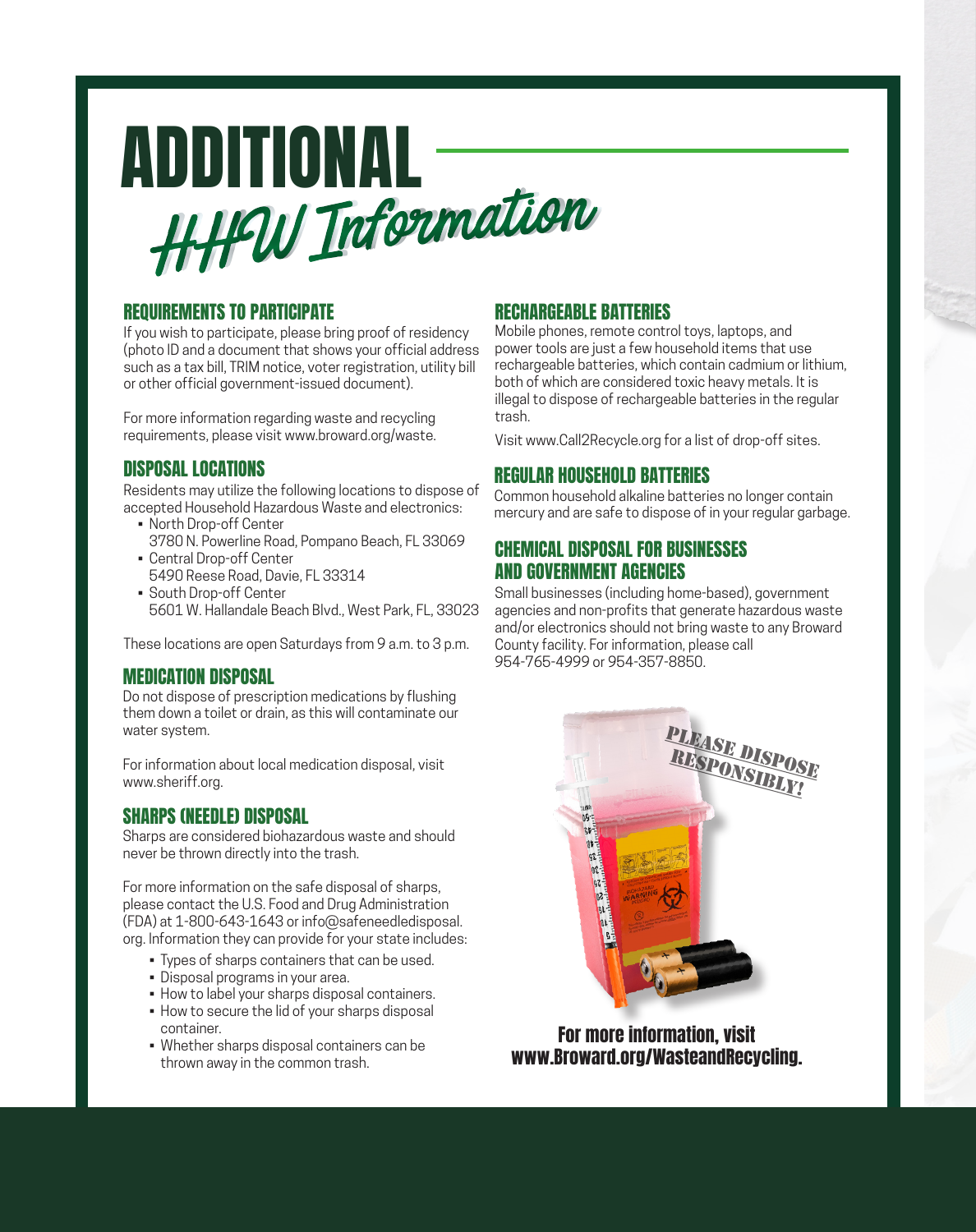# ADDITIONAL *HHW Information*

## REQUIREMENTS TO PARTICIPATE

If you wish to participate, please bring proof of residency (photo ID and a document that shows your official address such as a tax bill, TRIM notice, voter registration, utility bill or other official government-issued document).

For more information regarding waste and recycling requirements, please visit www.broward.org/waste.

## DISPOSAL LOCATIONS

Residents may utilize the following locations to dispose of accepted Household Hazardous Waste and electronics:

- North Drop-off Center
  3780 N. Powerline Road, Pompano Beach, FL 33069
- Central Drop-off Center
  5490 Reese Road, Davie, FL 33314
- South Drop-off Center
  5601 W. Hallandale Beach Blvd., West Park, FL, 33023

These locations are open Saturdays from 9 a.m. to 3 p.m.

## MEDICATION DISPOSAL

Do not dispose of prescription medications by flushing them down a toilet or drain, as this will contaminate our water system.

For information about local medication disposal, visit www.sheriff.org.

## SHARPS (NEEDLE) DISPOSAL

Sharps are considered biohazardous waste and should never be thrown directly into the trash.

For more information on the safe disposal of sharps, please contact the U.S. Food and Drug Administration (FDA) at 1-800-643-1643 or info@safeneedledisposal.org. Information they can provide for your state includes:

- Types of sharps containers that can be used.
- Disposal programs in your area.
- How to label your sharps disposal containers.
- How to secure the lid of your sharps disposal container.
- Whether sharps disposal containers can be thrown away in the common trash.

## RECHARGEABLE BATTERIES

Mobile phones, remote control toys, laptops, and power tools are just a few household items that use rechargeable batteries, which contain cadmium or lithium, both of which are considered toxic heavy metals. It is illegal to dispose of rechargeable batteries in the regular trash.

Visit www.Call2Recycle.org for a list of drop-off sites.

## REGULAR HOUSEHOLD BATTERIES

Common household alkaline batteries no longer contain mercury and are safe to dispose of in your regular garbage.

## CHEMICAL DISPOSAL FOR BUSINESSES AND GOVERNMENT AGENCIES

Small businesses (including home-based), government agencies and non-profits that generate hazardous waste and/or electronics should not bring waste to any Broward County facility. For information, please call 954-765-4999 or 954-357-8850.

*PLEASE DISPOSE RESPONSIBLY!*

**For more information, visit www.Broward.org/WasteandRecycling.**